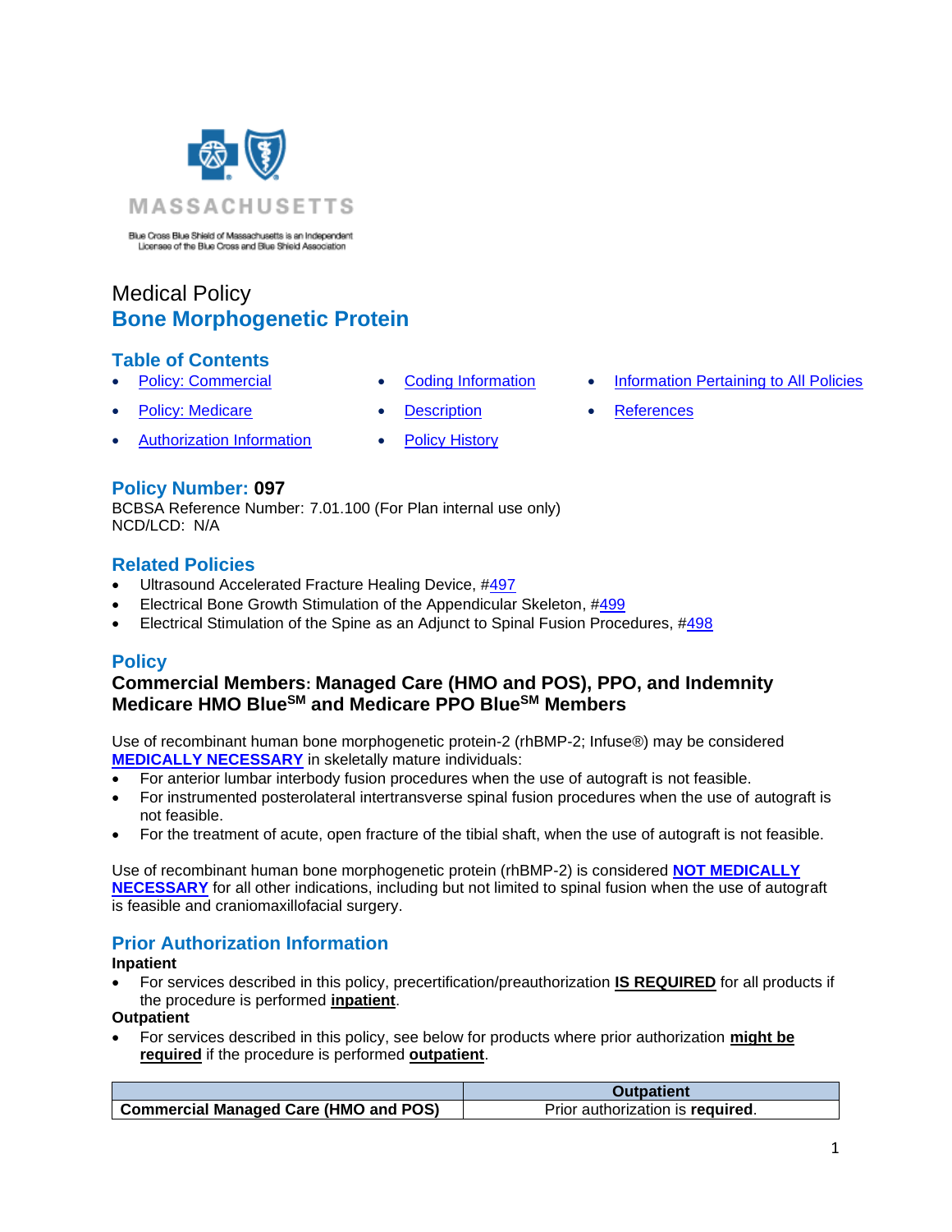MASSACHUSETTS

Blue Cross Blue Shield of Massachusetts is an Independent Licensee of the Blue Cross and Blue Shield Association

Medical Policy

# Bone Morphogenetic Protein

## Table of Contents

- Policy: Commercial
- Policy: Medicare
- Authorization Information
- Coding Information
- Description
- Policy History
- Information Pertaining to All Policies
- References

## Policy Number: 097

BCBSA Reference Number: 7.01.100 (For Plan internal use only)
NCD/LCD: N/A

## Related Policies

- Ultrasound Accelerated Fracture Healing Device, #497
- Electrical Bone Growth Stimulation of the Appendicular Skeleton, #499
- Electrical Stimulation of the Spine as an Adjunct to Spinal Fusion Procedures, #498

## Policy

### Commercial Members: Managed Care (HMO and POS), PPO, and Indemnity Medicare HMO Blue℠ and Medicare PPO Blue℠ Members

Use of recombinant human bone morphogenetic protein-2 (rhBMP-2; Infuse®) may be considered **MEDICALLY NECESSARY** in skeletally mature individuals:

- For anterior lumbar interbody fusion procedures when the use of autograft is not feasible.
- For instrumented posterolateral intertransverse spinal fusion procedures when the use of autograft is not feasible.
- For the treatment of acute, open fracture of the tibial shaft, when the use of autograft is not feasible.

Use of recombinant human bone morphogenetic protein (rhBMP-2) is considered **NOT MEDICALLY NECESSARY** for all other indications, including but not limited to spinal fusion when the use of autograft is feasible and craniomaxillofacial surgery.

## Prior Authorization Information

**Inpatient**

- For services described in this policy, precertification/preauthorization **IS REQUIRED** for all products if the procedure is performed **inpatient**.

**Outpatient**

- For services described in this policy, see below for products where prior authorization **might be required** if the procedure is performed **outpatient**.

| | Outpatient |
|---|---|
| **Commercial Managed Care (HMO and POS)** | Prior authorization is **required**. |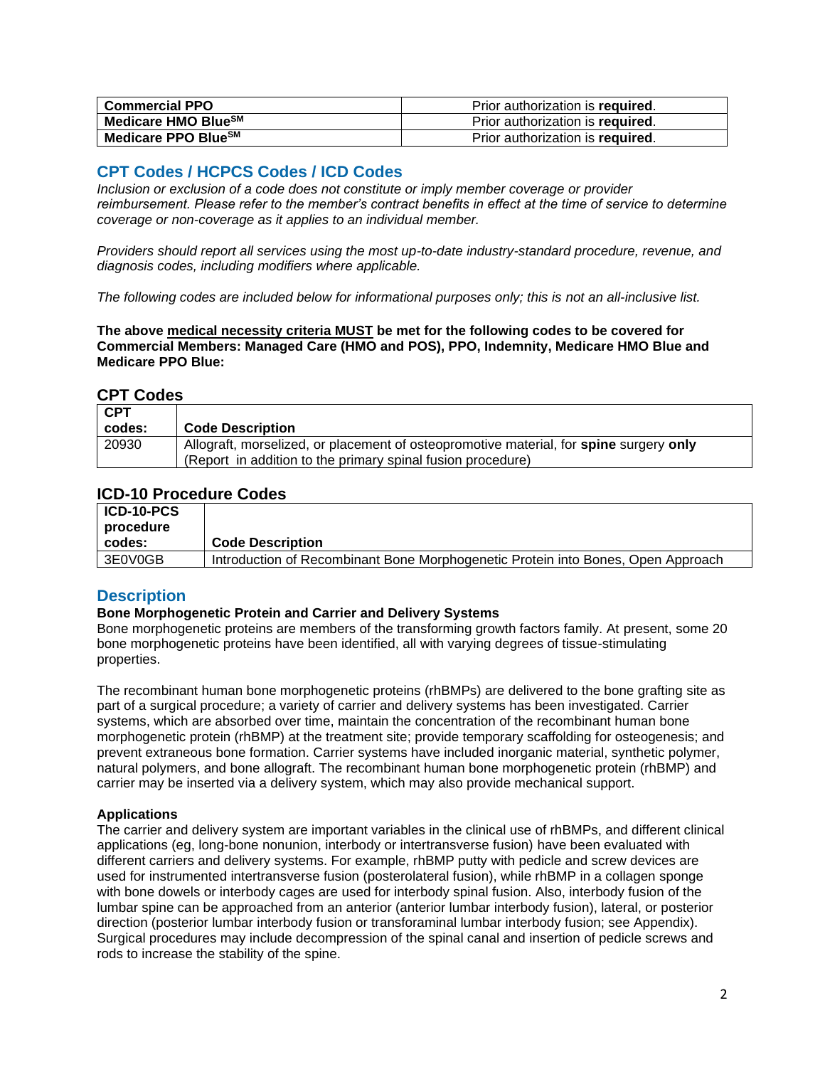| Commercial PPO | Prior authorization is **required**. |
|---|---|
| **Medicare HMO Blue**SM | Prior authorization is **required**. |
| **Medicare PPO Blue**SM | Prior authorization is **required**. |

## CPT Codes / HCPCS Codes / ICD Codes

*Inclusion or exclusion of a code does not constitute or imply member coverage or provider reimbursement. Please refer to the member's contract benefits in effect at the time of service to determine coverage or non-coverage as it applies to an individual member.*

*Providers should report all services using the most up-to-date industry-standard procedure, revenue, and diagnosis codes, including modifiers where applicable.*

*The following codes are included below for informational purposes only; this is not an all-inclusive list.*

**The above medical necessity criteria MUST be met for the following codes to be covered for Commercial Members: Managed Care (HMO and POS), PPO, Indemnity, Medicare HMO Blue and Medicare PPO Blue:**

### CPT Codes

| CPT codes: | Code Description |
|---|---|
| 20930 | Allograft, morselized, or placement of osteopromotive material, for **spine** surgery **only** (Report in addition to the primary spinal fusion procedure) |

### ICD-10 Procedure Codes

| ICD-10-PCS procedure codes: | Code Description |
|---|---|
| 3E0V0GB | Introduction of Recombinant Bone Morphogenetic Protein into Bones, Open Approach |

## Description

**Bone Morphogenetic Protein and Carrier and Delivery Systems**

Bone morphogenetic proteins are members of the transforming growth factors family. At present, some 20 bone morphogenetic proteins have been identified, all with varying degrees of tissue-stimulating properties.

The recombinant human bone morphogenetic proteins (rhBMPs) are delivered to the bone grafting site as part of a surgical procedure; a variety of carrier and delivery systems has been investigated. Carrier systems, which are absorbed over time, maintain the concentration of the recombinant human bone morphogenetic protein (rhBMP) at the treatment site; provide temporary scaffolding for osteogenesis; and prevent extraneous bone formation. Carrier systems have included inorganic material, synthetic polymer, natural polymers, and bone allograft. The recombinant human bone morphogenetic protein (rhBMP) and carrier may be inserted via a delivery system, which may also provide mechanical support.

**Applications**

The carrier and delivery system are important variables in the clinical use of rhBMPs, and different clinical applications (eg, long-bone nonunion, interbody or intertransverse fusion) have been evaluated with different carriers and delivery systems. For example, rhBMP putty with pedicle and screw devices are used for instrumented intertransverse fusion (posterolateral fusion), while rhBMP in a collagen sponge with bone dowels or interbody cages are used for interbody spinal fusion. Also, interbody fusion of the lumbar spine can be approached from an anterior (anterior lumbar interbody fusion), lateral, or posterior direction (posterior lumbar interbody fusion or transforaminal lumbar interbody fusion; see Appendix). Surgical procedures may include decompression of the spinal canal and insertion of pedicle screws and rods to increase the stability of the spine.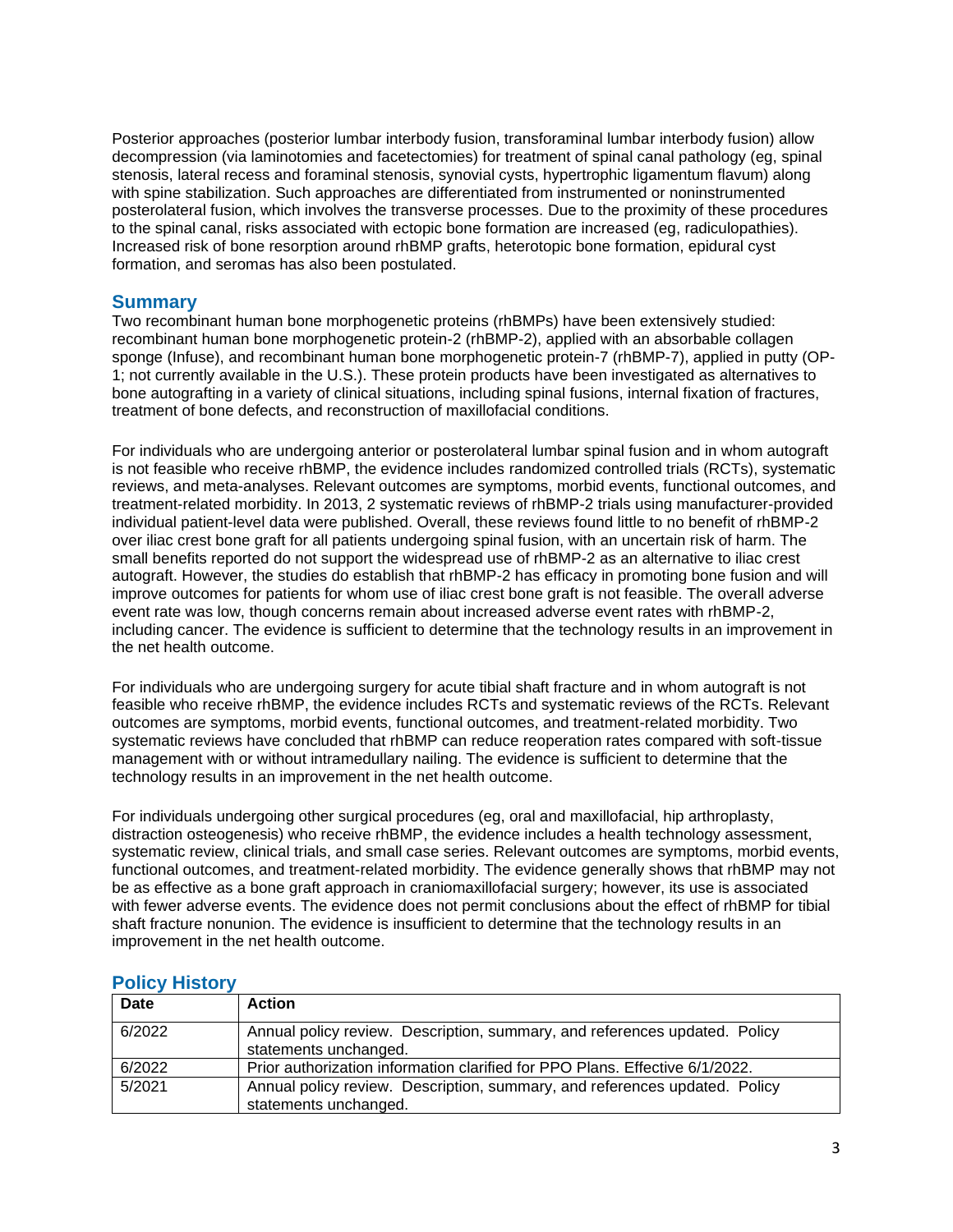Posterior approaches (posterior lumbar interbody fusion, transforaminal lumbar interbody fusion) allow decompression (via laminotomies and facetectomies) for treatment of spinal canal pathology (eg, spinal stenosis, lateral recess and foraminal stenosis, synovial cysts, hypertrophic ligamentum flavum) along with spine stabilization. Such approaches are differentiated from instrumented or noninstrumented posterolateral fusion, which involves the transverse processes. Due to the proximity of these procedures to the spinal canal, risks associated with ectopic bone formation are increased (eg, radiculopathies). Increased risk of bone resorption around rhBMP grafts, heterotopic bone formation, epidural cyst formation, and seromas has also been postulated.

## Summary

Two recombinant human bone morphogenetic proteins (rhBMPs) have been extensively studied: recombinant human bone morphogenetic protein-2 (rhBMP-2), applied with an absorbable collagen sponge (Infuse), and recombinant human bone morphogenetic protein-7 (rhBMP-7), applied in putty (OP-1; not currently available in the U.S.). These protein products have been investigated as alternatives to bone autografting in a variety of clinical situations, including spinal fusions, internal fixation of fractures, treatment of bone defects, and reconstruction of maxillofacial conditions.

For individuals who are undergoing anterior or posterolateral lumbar spinal fusion and in whom autograft is not feasible who receive rhBMP, the evidence includes randomized controlled trials (RCTs), systematic reviews, and meta-analyses. Relevant outcomes are symptoms, morbid events, functional outcomes, and treatment-related morbidity. In 2013, 2 systematic reviews of rhBMP-2 trials using manufacturer-provided individual patient-level data were published. Overall, these reviews found little to no benefit of rhBMP-2 over iliac crest bone graft for all patients undergoing spinal fusion, with an uncertain risk of harm. The small benefits reported do not support the widespread use of rhBMP-2 as an alternative to iliac crest autograft. However, the studies do establish that rhBMP-2 has efficacy in promoting bone fusion and will improve outcomes for patients for whom use of iliac crest bone graft is not feasible. The overall adverse event rate was low, though concerns remain about increased adverse event rates with rhBMP-2, including cancer. The evidence is sufficient to determine that the technology results in an improvement in the net health outcome.

For individuals who are undergoing surgery for acute tibial shaft fracture and in whom autograft is not feasible who receive rhBMP, the evidence includes RCTs and systematic reviews of the RCTs. Relevant outcomes are symptoms, morbid events, functional outcomes, and treatment-related morbidity. Two systematic reviews have concluded that rhBMP can reduce reoperation rates compared with soft-tissue management with or without intramedullary nailing. The evidence is sufficient to determine that the technology results in an improvement in the net health outcome.

For individuals undergoing other surgical procedures (eg, oral and maxillofacial, hip arthroplasty, distraction osteogenesis) who receive rhBMP, the evidence includes a health technology assessment, systematic review, clinical trials, and small case series. Relevant outcomes are symptoms, morbid events, functional outcomes, and treatment-related morbidity. The evidence generally shows that rhBMP may not be as effective as a bone graft approach in craniomaxillofacial surgery; however, its use is associated with fewer adverse events. The evidence does not permit conclusions about the effect of rhBMP for tibial shaft fracture nonunion. The evidence is insufficient to determine that the technology results in an improvement in the net health outcome.

## Policy History

| Date | Action |
|---|---|
| 6/2022 | Annual policy review. Description, summary, and references updated. Policy statements unchanged. |
| 6/2022 | Prior authorization information clarified for PPO Plans. Effective 6/1/2022. |
| 5/2021 | Annual policy review. Description, summary, and references updated. Policy statements unchanged. |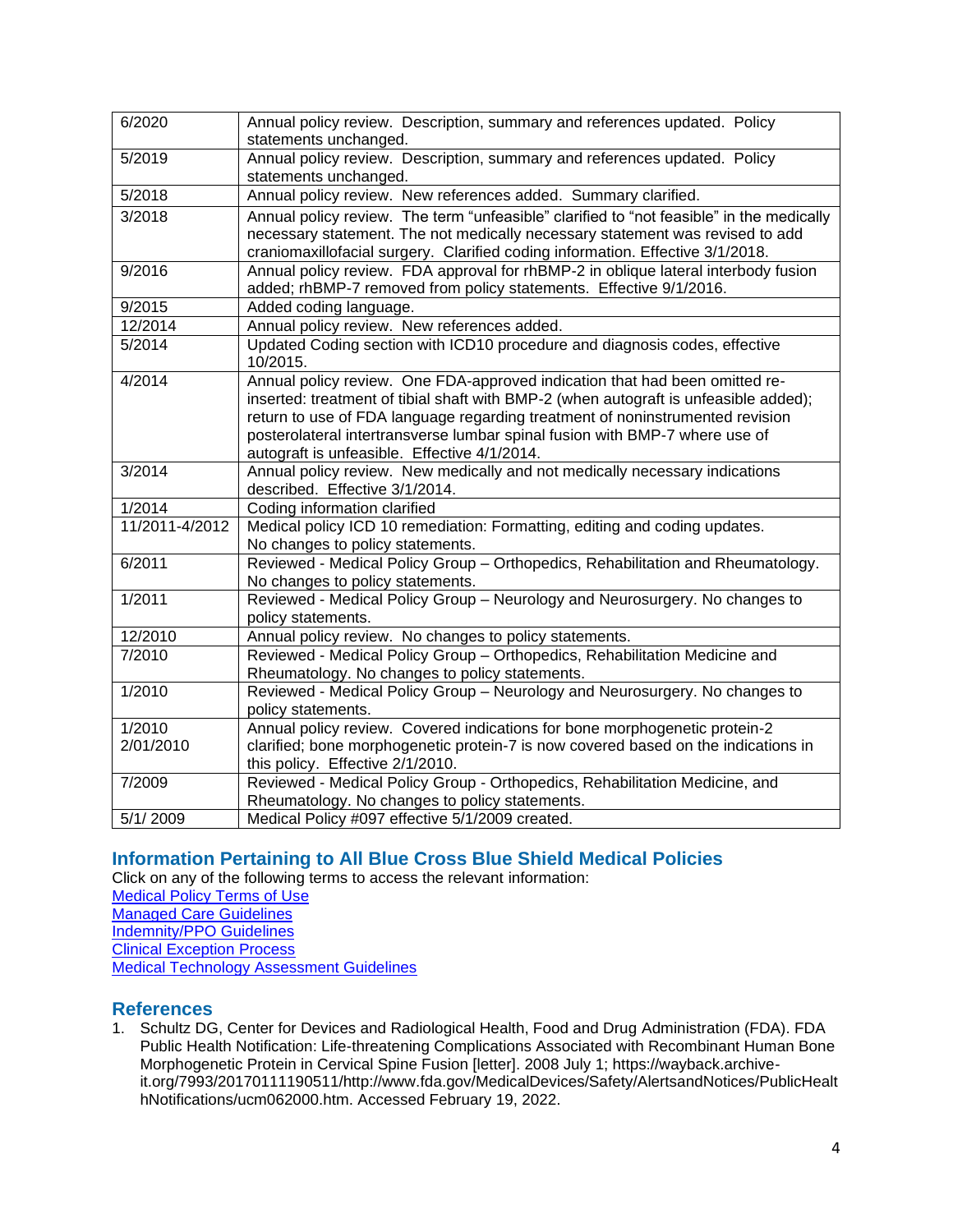| | |
|---|---|
| 6/2020 | Annual policy review. Description, summary and references updated. Policy statements unchanged. |
| 5/2019 | Annual policy review. Description, summary and references updated. Policy statements unchanged. |
| 5/2018 | Annual policy review. New references added. Summary clarified. |
| 3/2018 | Annual policy review. The term "unfeasible" clarified to "not feasible" in the medically necessary statement. The not medically necessary statement was revised to add craniomaxillofacial surgery. Clarified coding information. Effective 3/1/2018. |
| 9/2016 | Annual policy review. FDA approval for rhBMP-2 in oblique lateral interbody fusion added; rhBMP-7 removed from policy statements. Effective 9/1/2016. |
| 9/2015 | Added coding language. |
| 12/2014 | Annual policy review. New references added. |
| 5/2014 | Updated Coding section with ICD10 procedure and diagnosis codes, effective 10/2015. |
| 4/2014 | Annual policy review. One FDA-approved indication that had been omitted re-inserted: treatment of tibial shaft with BMP-2 (when autograft is unfeasible added); return to use of FDA language regarding treatment of noninstrumented revision posterolateral intertransverse lumbar spinal fusion with BMP-7 where use of autograft is unfeasible. Effective 4/1/2014. |
| 3/2014 | Annual policy review. New medically and not medically necessary indications described. Effective 3/1/2014. |
| 1/2014 | Coding information clarified |
| 11/2011-4/2012 | Medical policy ICD 10 remediation: Formatting, editing and coding updates. No changes to policy statements. |
| 6/2011 | Reviewed - Medical Policy Group – Orthopedics, Rehabilitation and Rheumatology. No changes to policy statements. |
| 1/2011 | Reviewed - Medical Policy Group – Neurology and Neurosurgery. No changes to policy statements. |
| 12/2010 | Annual policy review. No changes to policy statements. |
| 7/2010 | Reviewed - Medical Policy Group – Orthopedics, Rehabilitation Medicine and Rheumatology. No changes to policy statements. |
| 1/2010 | Reviewed - Medical Policy Group – Neurology and Neurosurgery. No changes to policy statements. |
| 1/2010 2/01/2010 | Annual policy review. Covered indications for bone morphogenetic protein-2 clarified; bone morphogenetic protein-7 is now covered based on the indications in this policy. Effective 2/1/2010. |
| 7/2009 | Reviewed - Medical Policy Group - Orthopedics, Rehabilitation Medicine, and Rheumatology. No changes to policy statements. |
| 5/1/ 2009 | Medical Policy #097 effective 5/1/2009 created. |

## Information Pertaining to All Blue Cross Blue Shield Medical Policies

Click on any of the following terms to access the relevant information:

Medical Policy Terms of Use
Managed Care Guidelines
Indemnity/PPO Guidelines
Clinical Exception Process
Medical Technology Assessment Guidelines

## References

1. Schultz DG, Center for Devices and Radiological Health, Food and Drug Administration (FDA). FDA Public Health Notification: Life-threatening Complications Associated with Recombinant Human Bone Morphogenetic Protein in Cervical Spine Fusion [letter]. 2008 July 1; https://wayback.archive-it.org/7993/20170111190511/http://www.fda.gov/MedicalDevices/Safety/AlertsandNotices/PublicHealthNotifications/ucm062000.htm. Accessed February 19, 2022.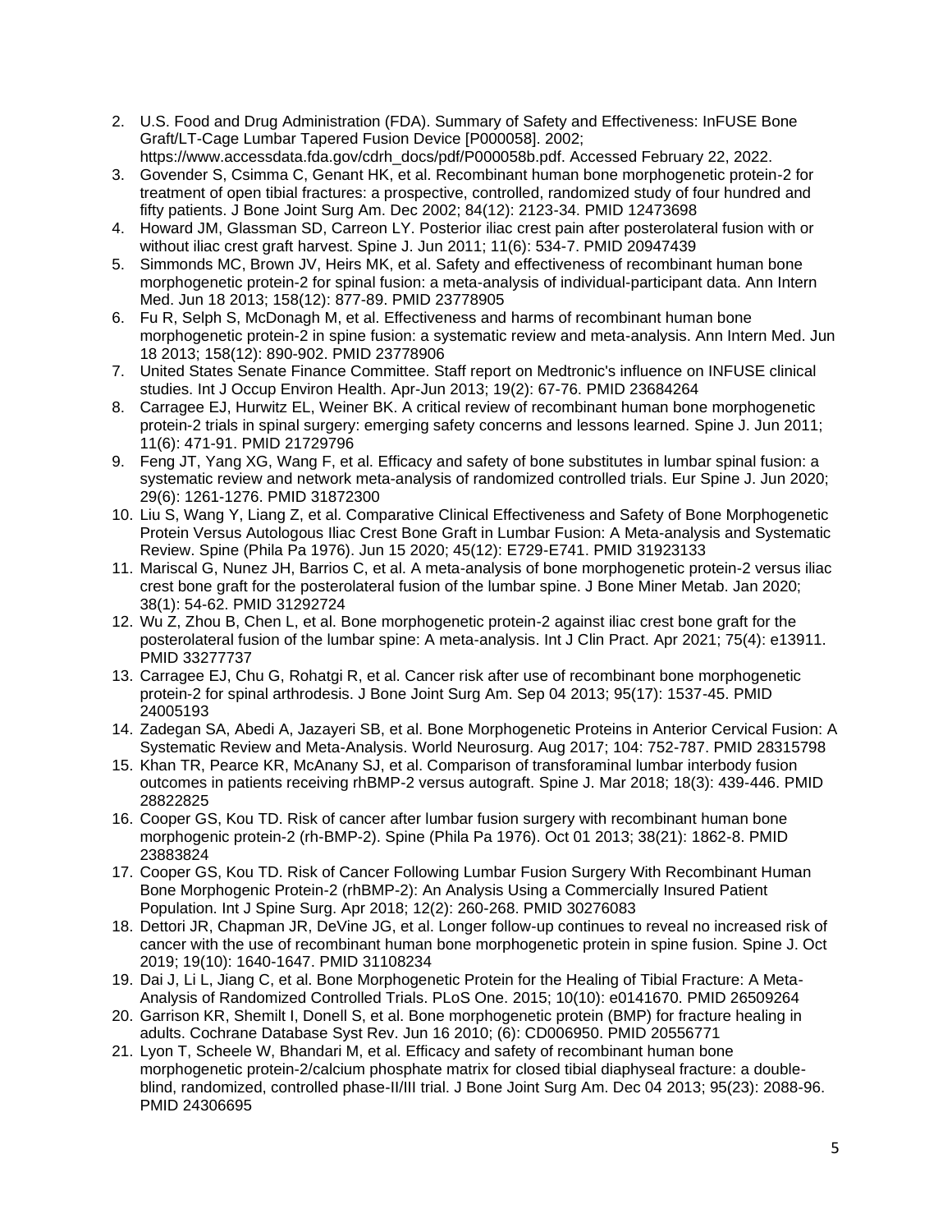2. U.S. Food and Drug Administration (FDA). Summary of Safety and Effectiveness: InFUSE Bone Graft/LT-Cage Lumbar Tapered Fusion Device [P000058]. 2002; https://www.accessdata.fda.gov/cdrh_docs/pdf/P000058b.pdf. Accessed February 22, 2022.
3. Govender S, Csimma C, Genant HK, et al. Recombinant human bone morphogenetic protein-2 for treatment of open tibial fractures: a prospective, controlled, randomized study of four hundred and fifty patients. J Bone Joint Surg Am. Dec 2002; 84(12): 2123-34. PMID 12473698
4. Howard JM, Glassman SD, Carreon LY. Posterior iliac crest pain after posterolateral fusion with or without iliac crest graft harvest. Spine J. Jun 2011; 11(6): 534-7. PMID 20947439
5. Simmonds MC, Brown JV, Heirs MK, et al. Safety and effectiveness of recombinant human bone morphogenetic protein-2 for spinal fusion: a meta-analysis of individual-participant data. Ann Intern Med. Jun 18 2013; 158(12): 877-89. PMID 23778905
6. Fu R, Selph S, McDonagh M, et al. Effectiveness and harms of recombinant human bone morphogenetic protein-2 in spine fusion: a systematic review and meta-analysis. Ann Intern Med. Jun 18 2013; 158(12): 890-902. PMID 23778906
7. United States Senate Finance Committee. Staff report on Medtronic's influence on INFUSE clinical studies. Int J Occup Environ Health. Apr-Jun 2013; 19(2): 67-76. PMID 23684264
8. Carragee EJ, Hurwitz EL, Weiner BK. A critical review of recombinant human bone morphogenetic protein-2 trials in spinal surgery: emerging safety concerns and lessons learned. Spine J. Jun 2011; 11(6): 471-91. PMID 21729796
9. Feng JT, Yang XG, Wang F, et al. Efficacy and safety of bone substitutes in lumbar spinal fusion: a systematic review and network meta-analysis of randomized controlled trials. Eur Spine J. Jun 2020; 29(6): 1261-1276. PMID 31872300
10. Liu S, Wang Y, Liang Z, et al. Comparative Clinical Effectiveness and Safety of Bone Morphogenetic Protein Versus Autologous Iliac Crest Bone Graft in Lumbar Fusion: A Meta-analysis and Systematic Review. Spine (Phila Pa 1976). Jun 15 2020; 45(12): E729-E741. PMID 31923133
11. Mariscal G, Nunez JH, Barrios C, et al. A meta-analysis of bone morphogenetic protein-2 versus iliac crest bone graft for the posterolateral fusion of the lumbar spine. J Bone Miner Metab. Jan 2020; 38(1): 54-62. PMID 31292724
12. Wu Z, Zhou B, Chen L, et al. Bone morphogenetic protein-2 against iliac crest bone graft for the posterolateral fusion of the lumbar spine: A meta-analysis. Int J Clin Pract. Apr 2021; 75(4): e13911. PMID 33277737
13. Carragee EJ, Chu G, Rohatgi R, et al. Cancer risk after use of recombinant bone morphogenetic protein-2 for spinal arthrodesis. J Bone Joint Surg Am. Sep 04 2013; 95(17): 1537-45. PMID 24005193
14. Zadegan SA, Abedi A, Jazayeri SB, et al. Bone Morphogenetic Proteins in Anterior Cervical Fusion: A Systematic Review and Meta-Analysis. World Neurosurg. Aug 2017; 104: 752-787. PMID 28315798
15. Khan TR, Pearce KR, McAnany SJ, et al. Comparison of transforaminal lumbar interbody fusion outcomes in patients receiving rhBMP-2 versus autograft. Spine J. Mar 2018; 18(3): 439-446. PMID 28822825
16. Cooper GS, Kou TD. Risk of cancer after lumbar fusion surgery with recombinant human bone morphogenic protein-2 (rh-BMP-2). Spine (Phila Pa 1976). Oct 01 2013; 38(21): 1862-8. PMID 23883824
17. Cooper GS, Kou TD. Risk of Cancer Following Lumbar Fusion Surgery With Recombinant Human Bone Morphogenic Protein-2 (rhBMP-2): An Analysis Using a Commercially Insured Patient Population. Int J Spine Surg. Apr 2018; 12(2): 260-268. PMID 30276083
18. Dettori JR, Chapman JR, DeVine JG, et al. Longer follow-up continues to reveal no increased risk of cancer with the use of recombinant human bone morphogenetic protein in spine fusion. Spine J. Oct 2019; 19(10): 1640-1647. PMID 31108234
19. Dai J, Li L, Jiang C, et al. Bone Morphogenetic Protein for the Healing of Tibial Fracture: A Meta-Analysis of Randomized Controlled Trials. PLoS One. 2015; 10(10): e0141670. PMID 26509264
20. Garrison KR, Shemilt I, Donell S, et al. Bone morphogenetic protein (BMP) for fracture healing in adults. Cochrane Database Syst Rev. Jun 16 2010; (6): CD006950. PMID 20556771
21. Lyon T, Scheele W, Bhandari M, et al. Efficacy and safety of recombinant human bone morphogenetic protein-2/calcium phosphate matrix for closed tibial diaphyseal fracture: a double-blind, randomized, controlled phase-II/III trial. J Bone Joint Surg Am. Dec 04 2013; 95(23): 2088-96. PMID 24306695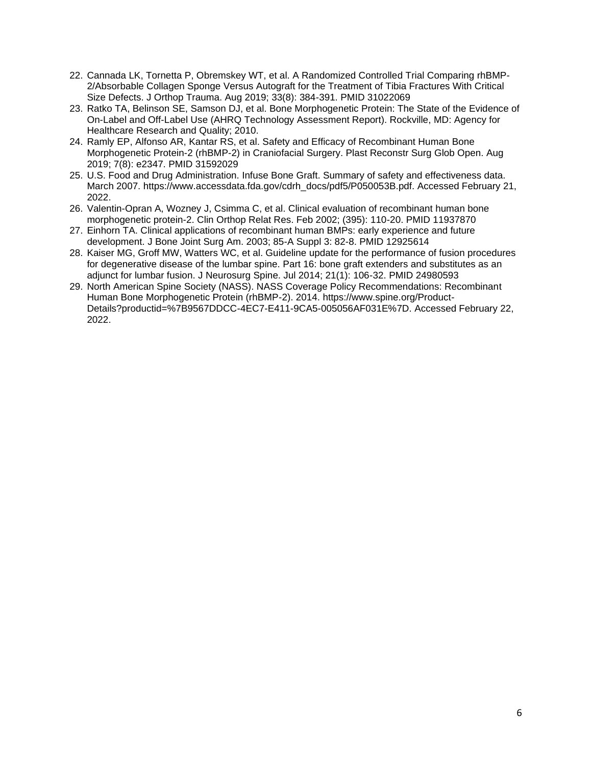22. Cannada LK, Tornetta P, Obremskey WT, et al. A Randomized Controlled Trial Comparing rhBMP-2/Absorbable Collagen Sponge Versus Autograft for the Treatment of Tibia Fractures With Critical Size Defects. J Orthop Trauma. Aug 2019; 33(8): 384-391. PMID 31022069
23. Ratko TA, Belinson SE, Samson DJ, et al. Bone Morphogenetic Protein: The State of the Evidence of On-Label and Off-Label Use (AHRQ Technology Assessment Report). Rockville, MD: Agency for Healthcare Research and Quality; 2010.
24. Ramly EP, Alfonso AR, Kantar RS, et al. Safety and Efficacy of Recombinant Human Bone Morphogenetic Protein-2 (rhBMP-2) in Craniofacial Surgery. Plast Reconstr Surg Glob Open. Aug 2019; 7(8): e2347. PMID 31592029
25. U.S. Food and Drug Administration. Infuse Bone Graft. Summary of safety and effectiveness data. March 2007. https://www.accessdata.fda.gov/cdrh_docs/pdf5/P050053B.pdf. Accessed February 21, 2022.
26. Valentin-Opran A, Wozney J, Csimma C, et al. Clinical evaluation of recombinant human bone morphogenetic protein-2. Clin Orthop Relat Res. Feb 2002; (395): 110-20. PMID 11937870
27. Einhorn TA. Clinical applications of recombinant human BMPs: early experience and future development. J Bone Joint Surg Am. 2003; 85-A Suppl 3: 82-8. PMID 12925614
28. Kaiser MG, Groff MW, Watters WC, et al. Guideline update for the performance of fusion procedures for degenerative disease of the lumbar spine. Part 16: bone graft extenders and substitutes as an adjunct for lumbar fusion. J Neurosurg Spine. Jul 2014; 21(1): 106-32. PMID 24980593
29. North American Spine Society (NASS). NASS Coverage Policy Recommendations: Recombinant Human Bone Morphogenetic Protein (rhBMP-2). 2014. https://www.spine.org/Product-Details?productid=%7B9567DDCC-4EC7-E411-9CA5-005056AF031E%7D. Accessed February 22, 2022.